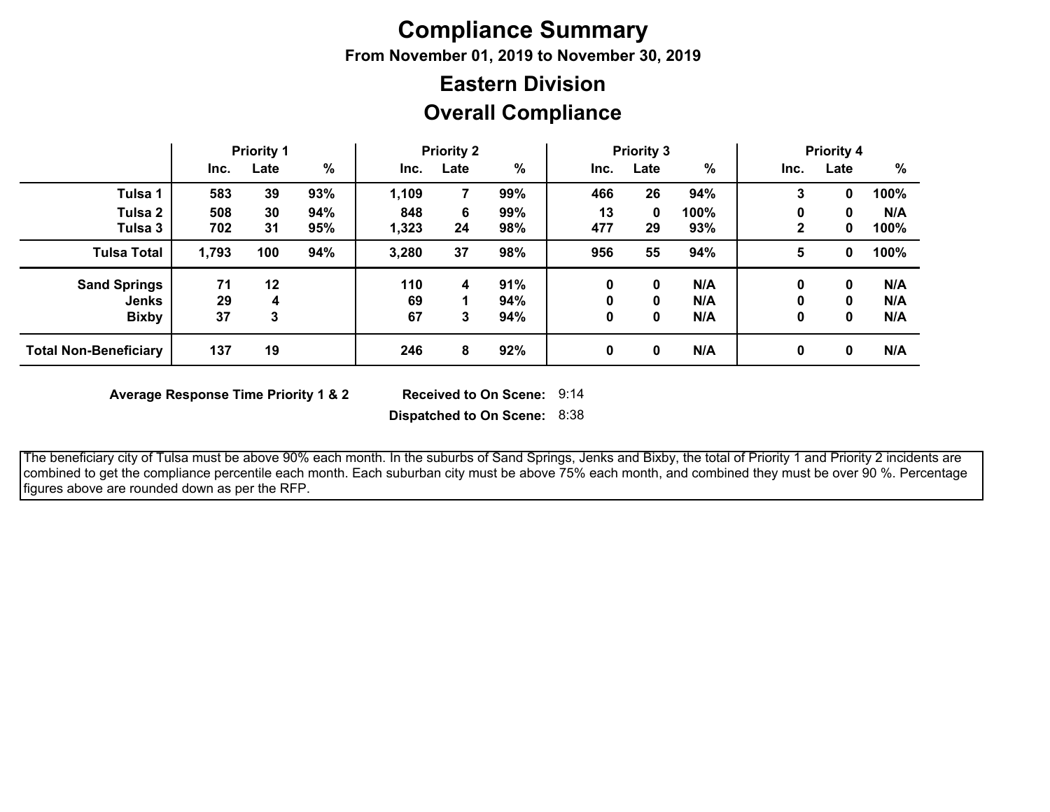# Compliance Summary

**From November 01, 2019 to November 30, 2019**

## Eastern Division

## Overall Compliance

| | Priority 1 | | | Priority 2 | | | Priority 3 | | | Priority 4 | | |
|---|---|---|---|---|---|---|---|---|---|---|---|---|
| | Inc. | Late | % | Inc. | Late | % | Inc. | Late | % | Inc. | Late | % |
| **Tulsa 1** | 583 | 39 | 93% | 1,109 | 7 | 99% | 466 | 26 | 94% | 3 | 0 | 100% |
| **Tulsa 2** | 508 | 30 | 94% | 848 | 6 | 99% | 13 | 0 | 100% | 0 | 0 | N/A |
| **Tulsa 3** | 702 | 31 | 95% | 1,323 | 24 | 98% | 477 | 29 | 93% | 2 | 0 | 100% |
| **Tulsa Total** | 1,793 | 100 | 94% | 3,280 | 37 | 98% | 956 | 55 | 94% | 5 | 0 | 100% |
| **Sand Springs** | 71 | 12 | | 110 | 4 | 91% | 0 | 0 | N/A | 0 | 0 | N/A |
| **Jenks** | 29 | 4 | | 69 | 1 | 94% | 0 | 0 | N/A | 0 | 0 | N/A |
| **Bixby** | 37 | 3 | | 67 | 3 | 94% | 0 | 0 | N/A | 0 | 0 | N/A |
| **Total Non-Beneficiary** | 137 | 19 | | 246 | 8 | 92% | 0 | 0 | N/A | 0 | 0 | N/A |

**Average Response Time Priority 1 & 2**

**Received to On Scene:** 9:14

**Dispatched to On Scene:** 8:38

The beneficiary city of Tulsa must be above 90% each month. In the suburbs of Sand Springs, Jenks and Bixby, the total of Priority 1 and Priority 2 incidents are combined to get the compliance percentile each month. Each suburban city must be above 75% each month, and combined they must be over 90 %. Percentage figures above are rounded down as per the RFP.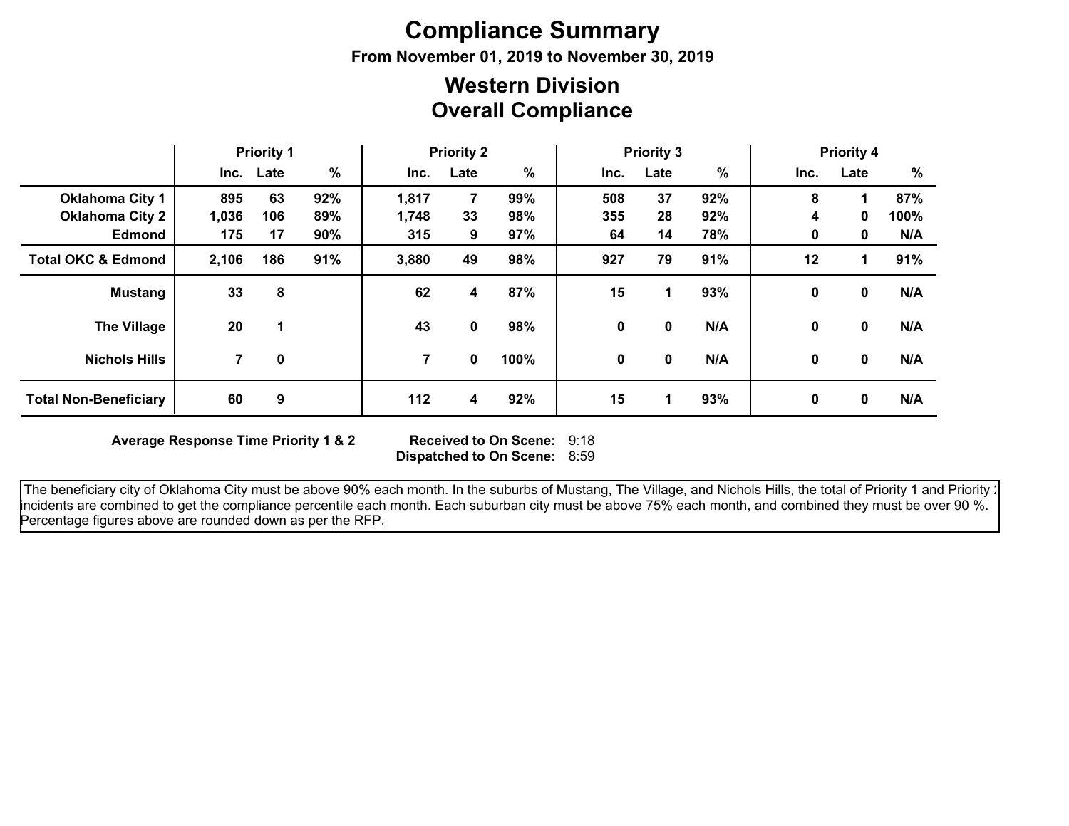# Compliance Summary

**From November 01, 2019 to November 30, 2019**

## Western Division
## Overall Compliance

| | Priority 1 | | | Priority 2 | | | Priority 3 | | | Priority 4 | | |
|---|---|---|---|---|---|---|---|---|---|---|---|---|
| | Inc. | Late | % | Inc. | Late | % | Inc. | Late | % | Inc. | Late | % |
| **Oklahoma City 1** | 895 | 63 | 92% | 1,817 | 7 | 99% | 508 | 37 | 92% | 8 | 1 | 87% |
| **Oklahoma City 2** | 1,036 | 106 | 89% | 1,748 | 33 | 98% | 355 | 28 | 92% | 4 | 0 | 100% |
| **Edmond** | 175 | 17 | 90% | 315 | 9 | 97% | 64 | 14 | 78% | 0 | 0 | N/A |
| **Total OKC & Edmond** | 2,106 | 186 | 91% | 3,880 | 49 | 98% | 927 | 79 | 91% | 12 | 1 | 91% |
| **Mustang** | 33 | 8 | | 62 | 4 | 87% | 15 | 1 | 93% | 0 | 0 | N/A |
| **The Village** | 20 | 1 | | 43 | 0 | 98% | 0 | 0 | N/A | 0 | 0 | N/A |
| **Nichols Hills** | 7 | 0 | | 7 | 0 | 100% | 0 | 0 | N/A | 0 | 0 | N/A |
| **Total Non-Beneficiary** | 60 | 9 | | 112 | 4 | 92% | 15 | 1 | 93% | 0 | 0 | N/A |

**Average Response Time Priority 1 & 2**

**Received to On Scene:** 9:18
**Dispatched to On Scene:** 8:59

The beneficiary city of Oklahoma City must be above 90% each month. In the suburbs of Mustang, The Village, and Nichols Hills, the total of Priority 1 and Priority 2 incidents are combined to get the compliance percentile each month. Each suburban city must be above 75% each month, and combined they must be over 90 %. Percentage figures above are rounded down as per the RFP.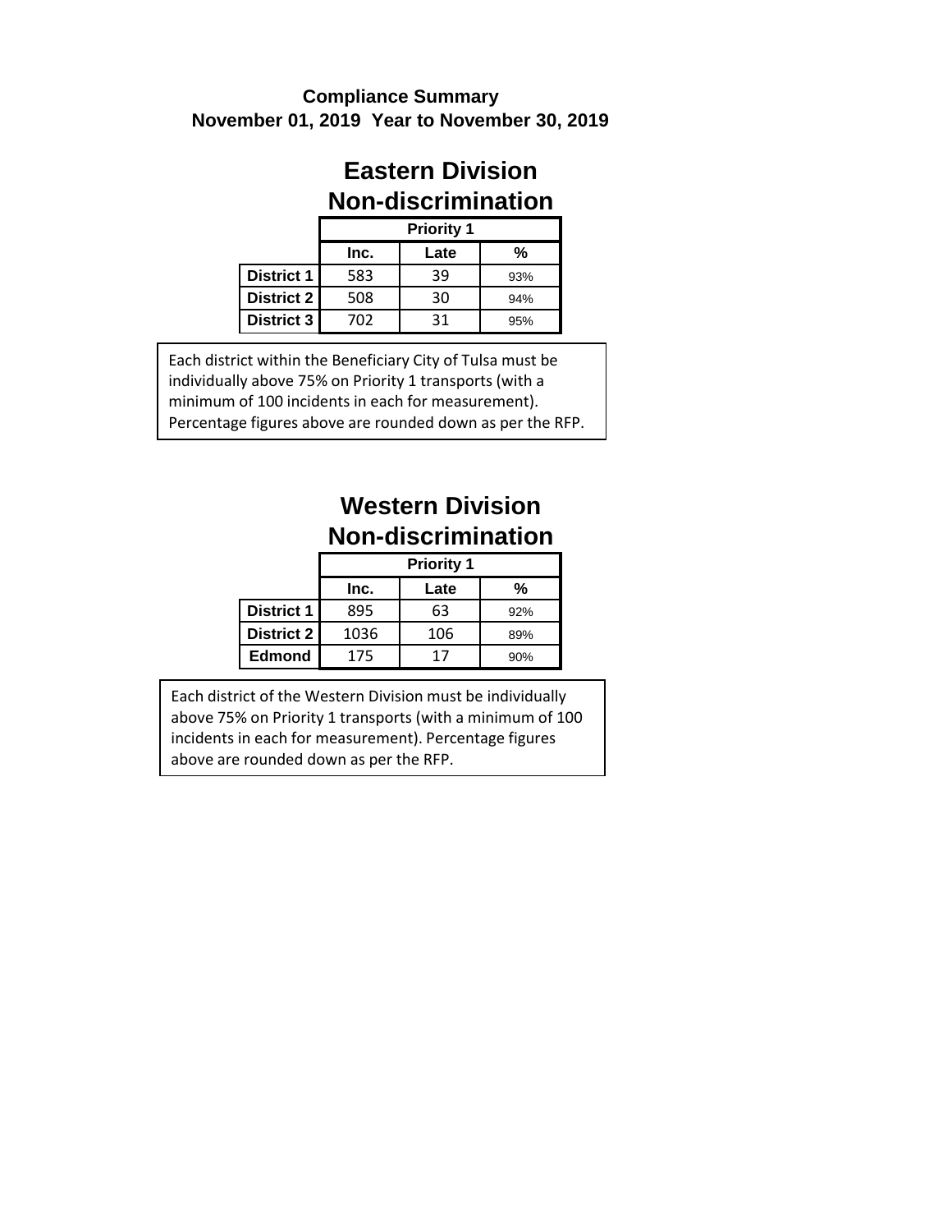**Compliance Summary**
**November 01, 2019 Year to November 30, 2019**

## Eastern Division
## Non-discrimination

| | Priority 1 | | |
|---|---|---|---|
| | Inc. | Late | % |
| District 1 | 583 | 39 | 93% |
| District 2 | 508 | 30 | 94% |
| District 3 | 702 | 31 | 95% |

Each district within the Beneficiary City of Tulsa must be individually above 75% on Priority 1 transports (with a minimum of 100 incidents in each for measurement). Percentage figures above are rounded down as per the RFP.

## Western Division
## Non-discrimination

| | Priority 1 | | |
|---|---|---|---|
| | Inc. | Late | % |
| District 1 | 895 | 63 | 92% |
| District 2 | 1036 | 106 | 89% |
| Edmond | 175 | 17 | 90% |

Each district of the Western Division must be individually above 75% on Priority 1 transports (with a minimum of 100 incidents in each for measurement). Percentage figures above are rounded down as per the RFP.